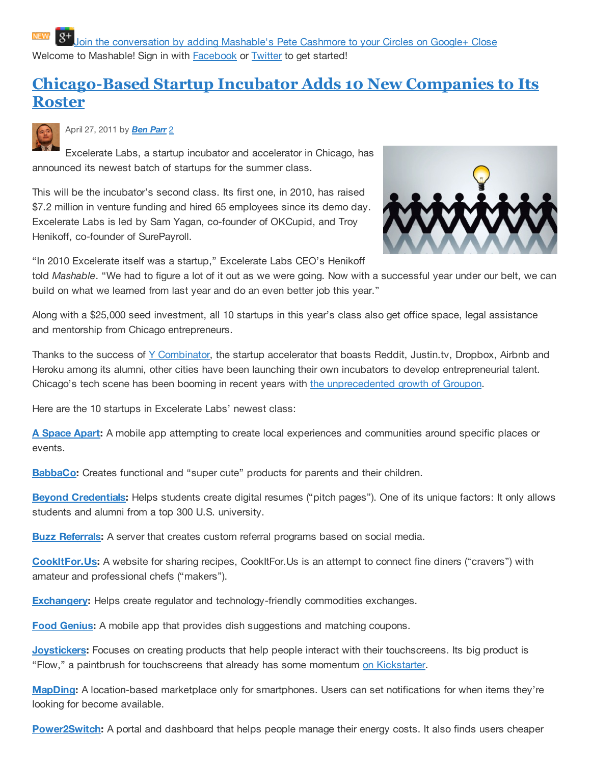Join the conversation by adding Mashable's Pete Cashmore to your Circles on Google+ Close

Welcome to Mashable! Sign in with Facebook or Twitter to get started!

# Chicago-Based Startup Incubator Adds 10 New Companies to Its Roster

April 27, 2011 by ***Ben Parr*** 2

Excelerate Labs, a startup incubator and accelerator in Chicago, has announced its newest batch of startups for the summer class.

This will be the incubator's second class. Its first one, in 2010, has raised $7.2 million in venture funding and hired 65 employees since its demo day. Excelerate Labs is led by Sam Yagan, co-founder of OKCupid, and Troy Henikoff, co-founder of SurePayroll.

"In 2010 Excelerate itself was a startup," Excelerate Labs CEO's Henikoff told *Mashable*. "We had to figure a lot of it out as we were going. Now with a successful year under our belt, we can build on what we learned from last year and do an even better job this year."

Along with a $25,000 seed investment, all 10 startups in this year's class also get office space, legal assistance and mentorship from Chicago entrepreneurs.

Thanks to the success of Y Combinator, the startup accelerator that boasts Reddit, Justin.tv, Dropbox, Airbnb and Heroku among its alumni, other cities have been launching their own incubators to develop entrepreneurial talent. Chicago's tech scene has been booming in recent years with the unprecedented growth of Groupon.

Here are the 10 startups in Excelerate Labs' newest class:

**A Space Apart:** A mobile app attempting to create local experiences and communities around specific places or events.

**BabbaCo:** Creates functional and "super cute" products for parents and their children.

**Beyond Credentials:** Helps students create digital resumes ("pitch pages"). One of its unique factors: It only allows students and alumni from a top 300 U.S. university.

**Buzz Referrals:** A server that creates custom referral programs based on social media.

**CookItFor.Us:** A website for sharing recipes, CookItFor.Us is an attempt to connect fine diners ("cravers") with amateur and professional chefs ("makers").

**Exchangery:** Helps create regulator and technology-friendly commodities exchanges.

**Food Genius:** A mobile app that provides dish suggestions and matching coupons.

**Joystickers:** Focuses on creating products that help people interact with their touchscreens. Its big product is "Flow," a paintbrush for touchscreens that already has some momentum on Kickstarter.

**MapDing:** A location-based marketplace only for smartphones. Users can set notifications for when items they're looking for become available.

**Power2Switch:** A portal and dashboard that helps people manage their energy costs. It also finds users cheaper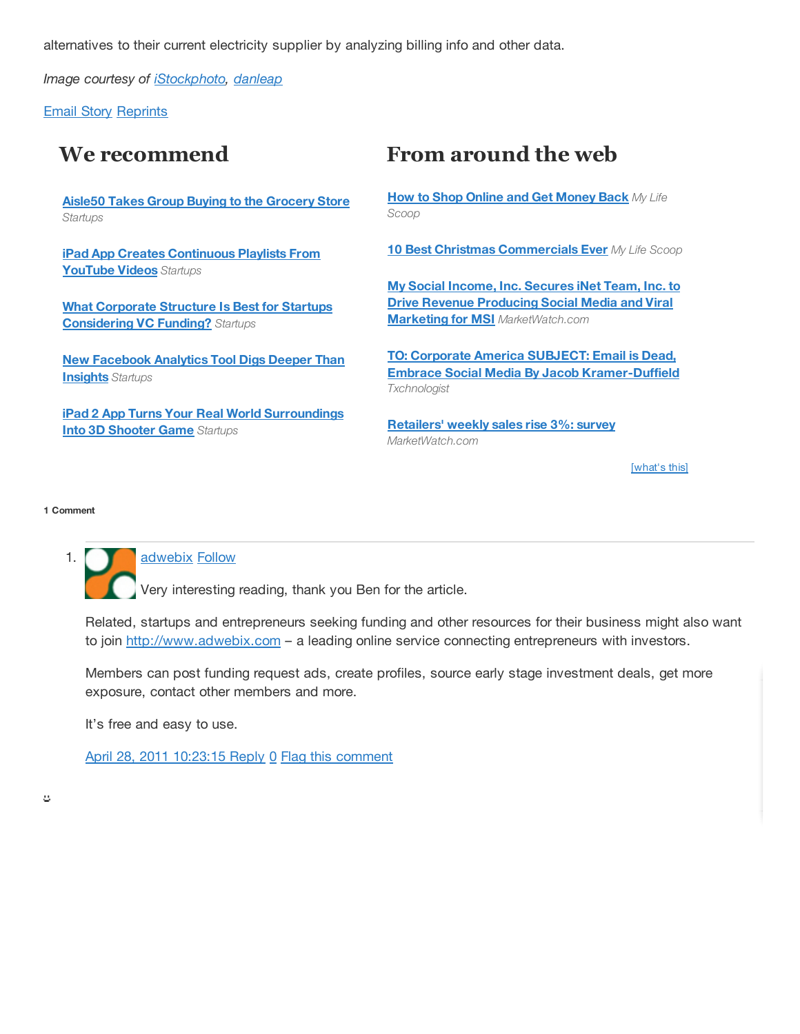alternatives to their current electricity supplier by analyzing billing info and other data.

*Image courtesy of iStockphoto, danleap*

Email Story Reprints

## We recommend

**Aisle50 Takes Group Buying to the Grocery Store** *Startups*

**iPad App Creates Continuous Playlists From YouTube Videos** *Startups*

**What Corporate Structure Is Best for Startups Considering VC Funding?** *Startups*

**New Facebook Analytics Tool Digs Deeper Than Insights** *Startups*

**iPad 2 App Turns Your Real World Surroundings Into 3D Shooter Game** *Startups*

## From around the web

**How to Shop Online and Get Money Back** *My Life Scoop*

**10 Best Christmas Commercials Ever** *My Life Scoop*

**My Social Income, Inc. Secures iNet Team, Inc. to Drive Revenue Producing Social Media and Viral Marketing for MSI** *MarketWatch.com*

**TO: Corporate America SUBJECT: Email is Dead, Embrace Social Media By Jacob Kramer-Duffield** *Txchnologist*

**Retailers' weekly sales rise 3%: survey** *MarketWatch.com*

[what's this]

**1 Comment**

1. adwebix Follow

   Very interesting reading, thank you Ben for the article.

   Related, startups and entrepreneurs seeking funding and other resources for their business might also want to join http://www.adwebix.com – a leading online service connecting entrepreneurs with investors.

   Members can post funding request ads, create profiles, source early stage investment deals, get more exposure, contact other members and more.

   It's free and easy to use.

   April 28, 2011 10:23:15 Reply 0 Flag this comment